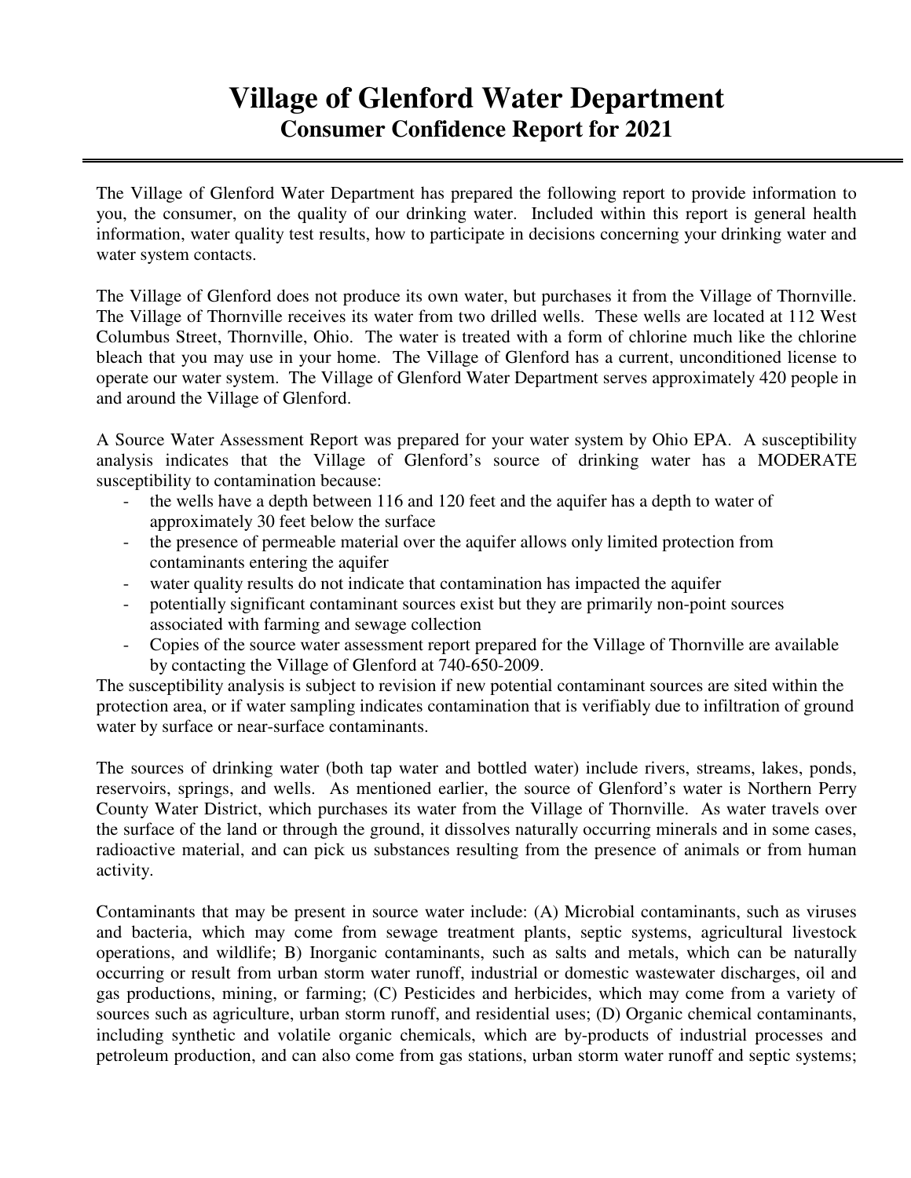# Village of Glenford Water Department

## Consumer Confidence Report for 2021

The Village of Glenford Water Department has prepared the following report to provide information to you, the consumer, on the quality of our drinking water. Included within this report is general health information, water quality test results, how to participate in decisions concerning your drinking water and water system contacts.

The Village of Glenford does not produce its own water, but purchases it from the Village of Thornville. The Village of Thornville receives its water from two drilled wells. These wells are located at 112 West Columbus Street, Thornville, Ohio. The water is treated with a form of chlorine much like the chlorine bleach that you may use in your home. The Village of Glenford has a current, unconditioned license to operate our water system. The Village of Glenford Water Department serves approximately 420 people in and around the Village of Glenford.

A Source Water Assessment Report was prepared for your water system by Ohio EPA. A susceptibility analysis indicates that the Village of Glenford's source of drinking water has a MODERATE susceptibility to contamination because:

- the wells have a depth between 116 and 120 feet and the aquifer has a depth to water of approximately 30 feet below the surface
- the presence of permeable material over the aquifer allows only limited protection from contaminants entering the aquifer
- water quality results do not indicate that contamination has impacted the aquifer
- potentially significant contaminant sources exist but they are primarily non-point sources associated with farming and sewage collection
- Copies of the source water assessment report prepared for the Village of Thornville are available by contacting the Village of Glenford at 740-650-2009.

The susceptibility analysis is subject to revision if new potential contaminant sources are sited within the protection area, or if water sampling indicates contamination that is verifiably due to infiltration of ground water by surface or near-surface contaminants.

The sources of drinking water (both tap water and bottled water) include rivers, streams, lakes, ponds, reservoirs, springs, and wells. As mentioned earlier, the source of Glenford's water is Northern Perry County Water District, which purchases its water from the Village of Thornville. As water travels over the surface of the land or through the ground, it dissolves naturally occurring minerals and in some cases, radioactive material, and can pick us substances resulting from the presence of animals or from human activity.

Contaminants that may be present in source water include: (A) Microbial contaminants, such as viruses and bacteria, which may come from sewage treatment plants, septic systems, agricultural livestock operations, and wildlife; B) Inorganic contaminants, such as salts and metals, which can be naturally occurring or result from urban storm water runoff, industrial or domestic wastewater discharges, oil and gas productions, mining, or farming; (C) Pesticides and herbicides, which may come from a variety of sources such as agriculture, urban storm runoff, and residential uses; (D) Organic chemical contaminants, including synthetic and volatile organic chemicals, which are by-products of industrial processes and petroleum production, and can also come from gas stations, urban storm water runoff and septic systems;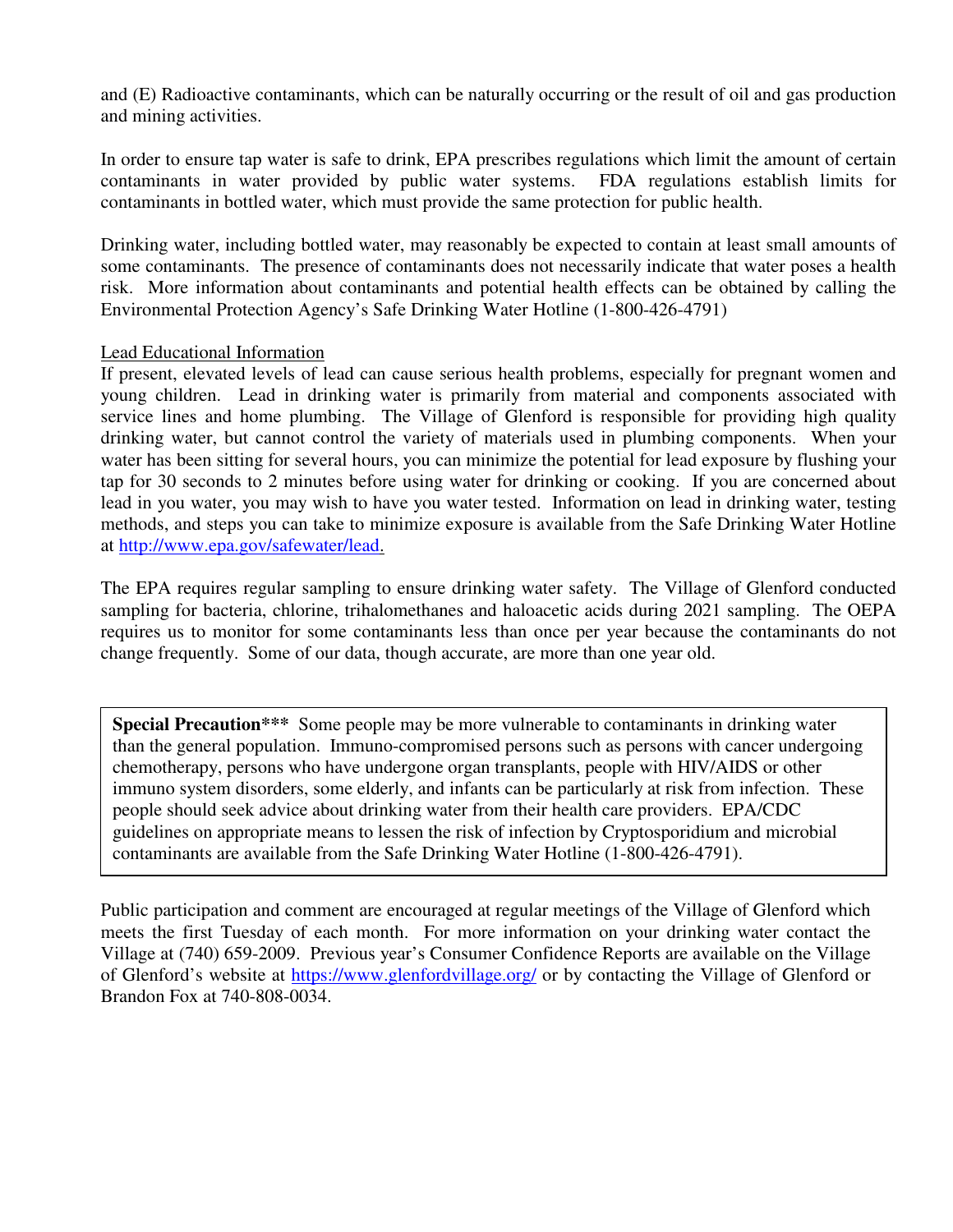and (E) Radioactive contaminants, which can be naturally occurring or the result of oil and gas production and mining activities.

In order to ensure tap water is safe to drink, EPA prescribes regulations which limit the amount of certain contaminants in water provided by public water systems. FDA regulations establish limits for contaminants in bottled water, which must provide the same protection for public health.

Drinking water, including bottled water, may reasonably be expected to contain at least small amounts of some contaminants. The presence of contaminants does not necessarily indicate that water poses a health risk. More information about contaminants and potential health effects can be obtained by calling the Environmental Protection Agency's Safe Drinking Water Hotline (1-800-426-4791)

Lead Educational Information

If present, elevated levels of lead can cause serious health problems, especially for pregnant women and young children. Lead in drinking water is primarily from material and components associated with service lines and home plumbing. The Village of Glenford is responsible for providing high quality drinking water, but cannot control the variety of materials used in plumbing components. When your water has been sitting for several hours, you can minimize the potential for lead exposure by flushing your tap for 30 seconds to 2 minutes before using water for drinking or cooking. If you are concerned about lead in you water, you may wish to have you water tested. Information on lead in drinking water, testing methods, and steps you can take to minimize exposure is available from the Safe Drinking Water Hotline at http://www.epa.gov/safewater/lead.

The EPA requires regular sampling to ensure drinking water safety. The Village of Glenford conducted sampling for bacteria, chlorine, trihalomethanes and haloacetic acids during 2021 sampling. The OEPA requires us to monitor for some contaminants less than once per year because the contaminants do not change frequently. Some of our data, though accurate, are more than one year old.

**Special Precaution***** Some people may be more vulnerable to contaminants in drinking water than the general population. Immuno-compromised persons such as persons with cancer undergoing chemotherapy, persons who have undergone organ transplants, people with HIV/AIDS or other immuno system disorders, some elderly, and infants can be particularly at risk from infection. These people should seek advice about drinking water from their health care providers. EPA/CDC guidelines on appropriate means to lessen the risk of infection by Cryptosporidium and microbial contaminants are available from the Safe Drinking Water Hotline (1-800-426-4791).

Public participation and comment are encouraged at regular meetings of the Village of Glenford which meets the first Tuesday of each month. For more information on your drinking water contact the Village at (740) 659-2009. Previous year's Consumer Confidence Reports are available on the Village of Glenford's website at https://www.glenfordvillage.org/ or by contacting the Village of Glenford or Brandon Fox at 740-808-0034.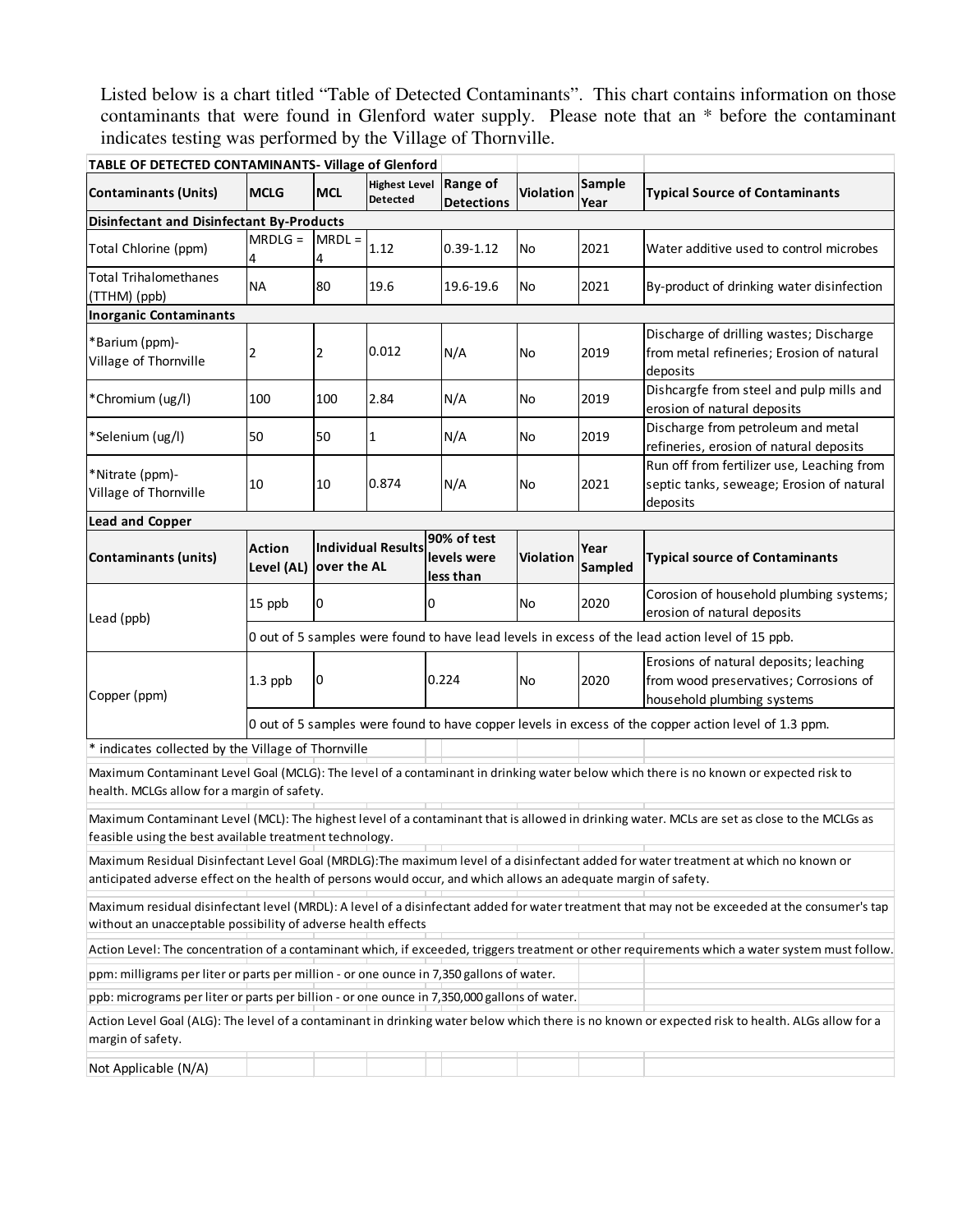Listed below is a chart titled "Table of Detected Contaminants". This chart contains information on those contaminants that were found in Glenford water supply. Please note that an * before the contaminant indicates testing was performed by the Village of Thornville.

| TABLE OF DETECTED CONTAMINANTS- Village of Glenford | | | | | | | |
|---|---|---|---|---|---|---|---|
| **Contaminants (Units)** | **MCLG** | **MCL** | **Highest Level Detected** | **Range of Detections** | **Violation** | **Sample Year** | **Typical Source of Contaminants** |
| **Disinfectant and Disinfectant By-Products** | | | | | | | |
| Total Chlorine (ppm) | MRDLG = 4 | MRDL = 4 | 1.12 | 0.39-1.12 | No | 2021 | Water additive used to control microbes |
| Total Trihalomethanes (TTHM) (ppb) | NA | 80 | 19.6 | 19.6-19.6 | No | 2021 | By-product of drinking water disinfection |
| **Inorganic Contaminants** | | | | | | | |
| *Barium (ppm)- Village of Thornville | 2 | 2 | 0.012 | N/A | No | 2019 | Discharge of drilling wastes; Discharge from metal refineries; Erosion of natural deposits |
| *Chromium (ug/l) | 100 | 100 | 2.84 | N/A | No | 2019 | Dishcargfe from steel and pulp mills and erosion of natural deposits |
| *Selenium (ug/l) | 50 | 50 | 1 | N/A | No | 2019 | Discharge from petroleum and metal refineries, erosion of natural deposits |
| *Nitrate (ppm)- Village of Thornville | 10 | 10 | 0.874 | N/A | No | 2021 | Run off from fertilizer use, Leaching from septic tanks, seweage; Erosion of natural deposits |
| **Lead and Copper** | | | | | | | |
| **Contaminants (units)** | **Action Level (AL)** | **Individual Results over the AL** | | **90% of test levels were less than** | **Violation** | **Year Sampled** | **Typical source of Contaminants** |
| Lead (ppb) | 15 ppb | 0 | | 0 | No | 2020 | Corosion of household plumbing systems; erosion of natural deposits |
| | 0 out of 5 samples were found to have lead levels in excess of the lead action level of 15 ppb. | | | | | | |
| Copper (ppm) | 1.3 ppb | 0 | | 0.224 | No | 2020 | Erosions of natural deposits; leaching from wood preservatives; Corrosions of household plumbing systems |
| | 0 out of 5 samples were found to have copper levels in excess of the copper action level of 1.3 ppm. | | | | | | |

* indicates collected by the Village of Thornville

Maximum Contaminant Level Goal (MCLG): The level of a contaminant in drinking water below which there is no known or expected risk to health. MCLGs allow for a margin of safety.

Maximum Contaminant Level (MCL): The highest level of a contaminant that is allowed in drinking water. MCLs are set as close to the MCLGs as feasible using the best available treatment technology.

Maximum Residual Disinfectant Level Goal (MRDLG):The maximum level of a disinfectant added for water treatment at which no known or anticipated adverse effect on the health of persons would occur, and which allows an adequate margin of safety.

Maximum residual disinfectant level (MRDL): A level of a disinfectant added for water treatment that may not be exceeded at the consumer's tap without an unacceptable possibility of adverse health effects

Action Level: The concentration of a contaminant which, if exceeded, triggers treatment or other requirements which a water system must follow.

ppm: milligrams per liter or parts per million - or one ounce in 7,350 gallons of water.

ppb: micrograms per liter or parts per billion - or one ounce in 7,350,000 gallons of water.

Action Level Goal (ALG): The level of a contaminant in drinking water below which there is no known or expected risk to health. ALGs allow for a margin of safety.

Not Applicable (N/A)